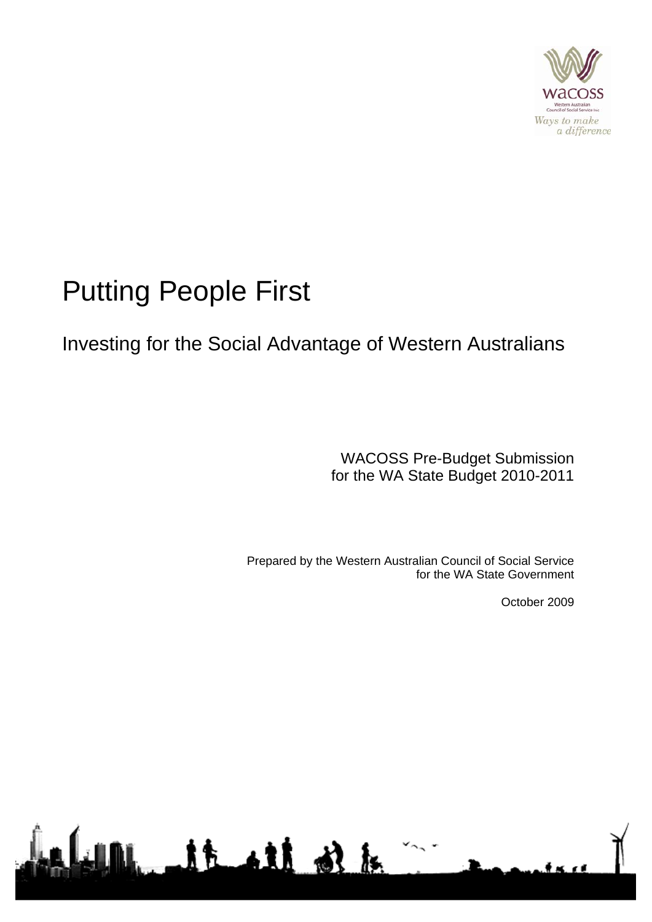# Putting People First

## Investing for the Social Advantage of Western Australians

WACOSS Pre-Budget Submission
for the WA State Budget 2010-2011

Prepared by the Western Australian Council of Social Service
for the WA State Government

October 2009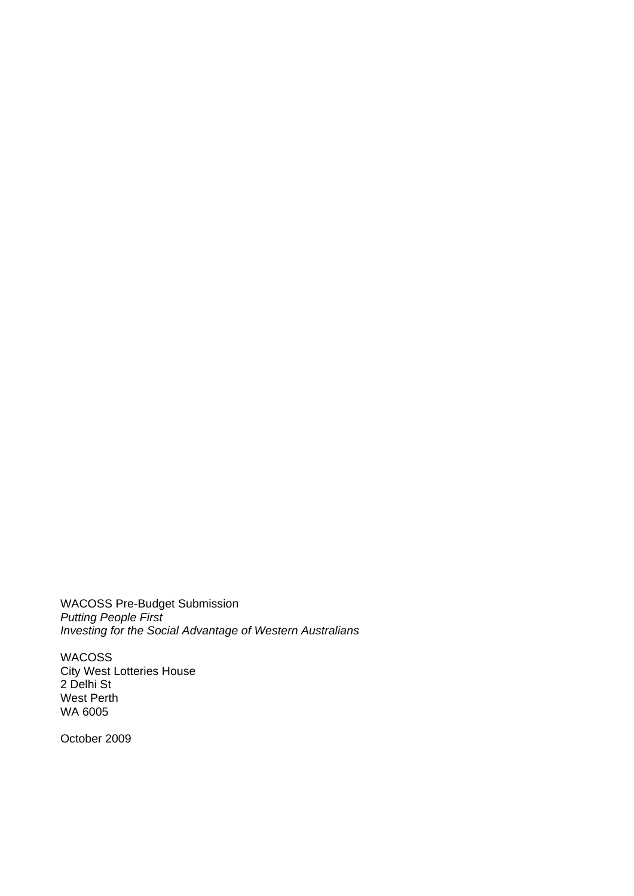WACOSS Pre-Budget Submission
*Putting People First*
*Investing for the Social Advantage of Western Australians*

WACOSS
City West Lotteries House
2 Delhi St
West Perth
WA 6005

October 2009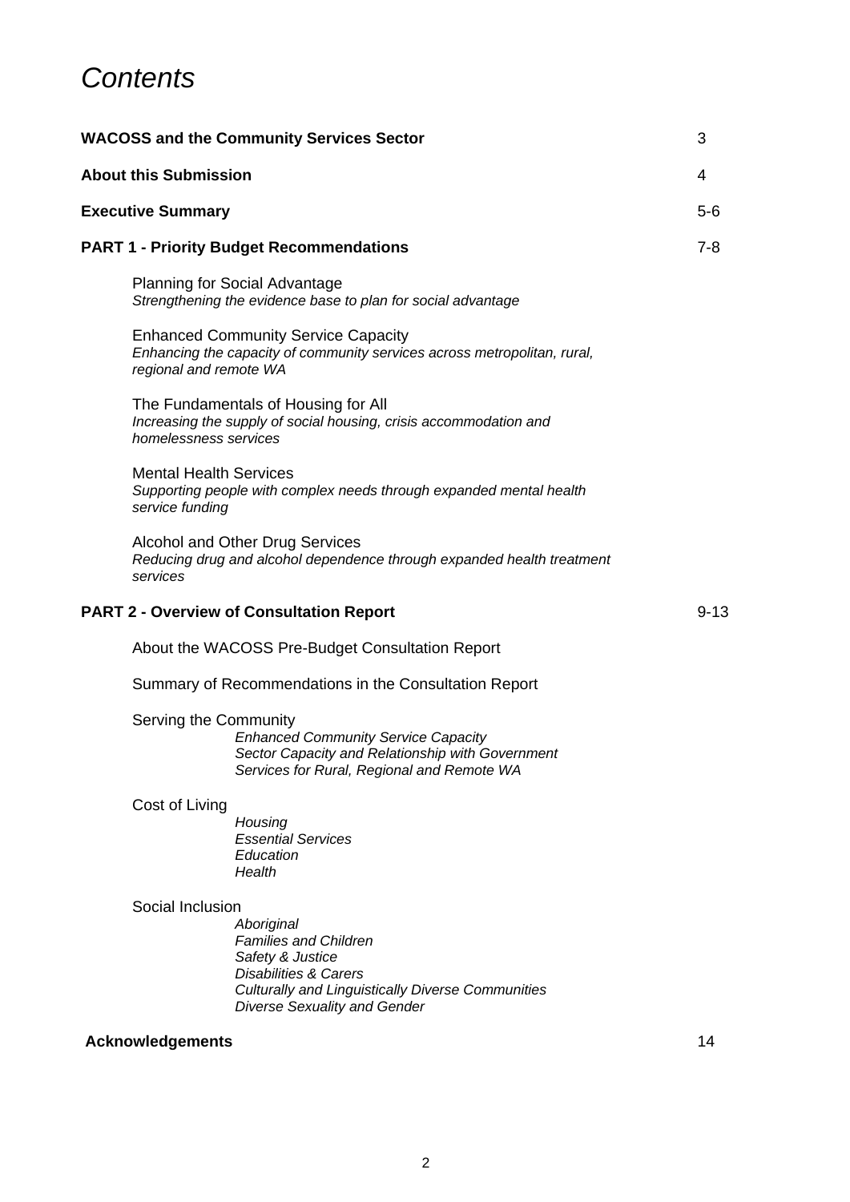# *Contents*

| | |
|---|---|
| **WACOSS and the Community Services Sector** | 3 |
| **About this Submission** | 4 |
| **Executive Summary** | 5-6 |
| **PART 1 - Priority Budget Recommendations** | 7-8 |

Planning for Social Advantage
*Strengthening the evidence base to plan for social advantage*

Enhanced Community Service Capacity
*Enhancing the capacity of community services across metropolitan, rural, regional and remote WA*

The Fundamentals of Housing for All
*Increasing the supply of social housing, crisis accommodation and homelessness services*

Mental Health Services
*Supporting people with complex needs through expanded mental health service funding*

Alcohol and Other Drug Services
*Reducing drug and alcohol dependence through expanded health treatment services*

| | |
|---|---|
| **PART 2 - Overview of Consultation Report** | 9-13 |

About the WACOSS Pre-Budget Consultation Report

Summary of Recommendations in the Consultation Report

Serving the Community
- *Enhanced Community Service Capacity*
- *Sector Capacity and Relationship with Government*
- *Services for Rural, Regional and Remote WA*

Cost of Living
- *Housing*
- *Essential Services*
- *Education*
- *Health*

Social Inclusion
- *Aboriginal*
- *Families and Children*
- *Safety & Justice*
- *Disabilities & Carers*
- *Culturally and Linguistically Diverse Communities*
- *Diverse Sexuality and Gender*

| | |
|---|---|
| **Acknowledgements** | 14 |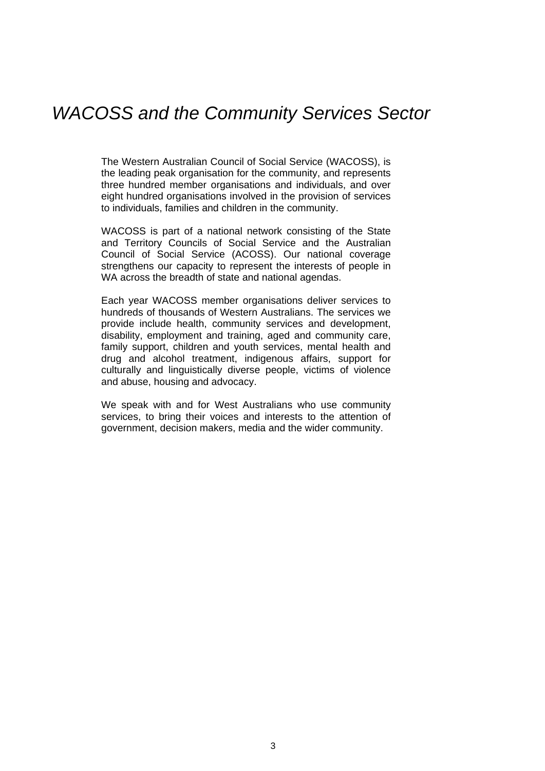# *WACOSS and the Community Services Sector*

The Western Australian Council of Social Service (WACOSS), is the leading peak organisation for the community, and represents three hundred member organisations and individuals, and over eight hundred organisations involved in the provision of services to individuals, families and children in the community.

WACOSS is part of a national network consisting of the State and Territory Councils of Social Service and the Australian Council of Social Service (ACOSS). Our national coverage strengthens our capacity to represent the interests of people in WA across the breadth of state and national agendas.

Each year WACOSS member organisations deliver services to hundreds of thousands of Western Australians. The services we provide include health, community services and development, disability, employment and training, aged and community care, family support, children and youth services, mental health and drug and alcohol treatment, indigenous affairs, support for culturally and linguistically diverse people, victims of violence and abuse, housing and advocacy.

We speak with and for West Australians who use community services, to bring their voices and interests to the attention of government, decision makers, media and the wider community.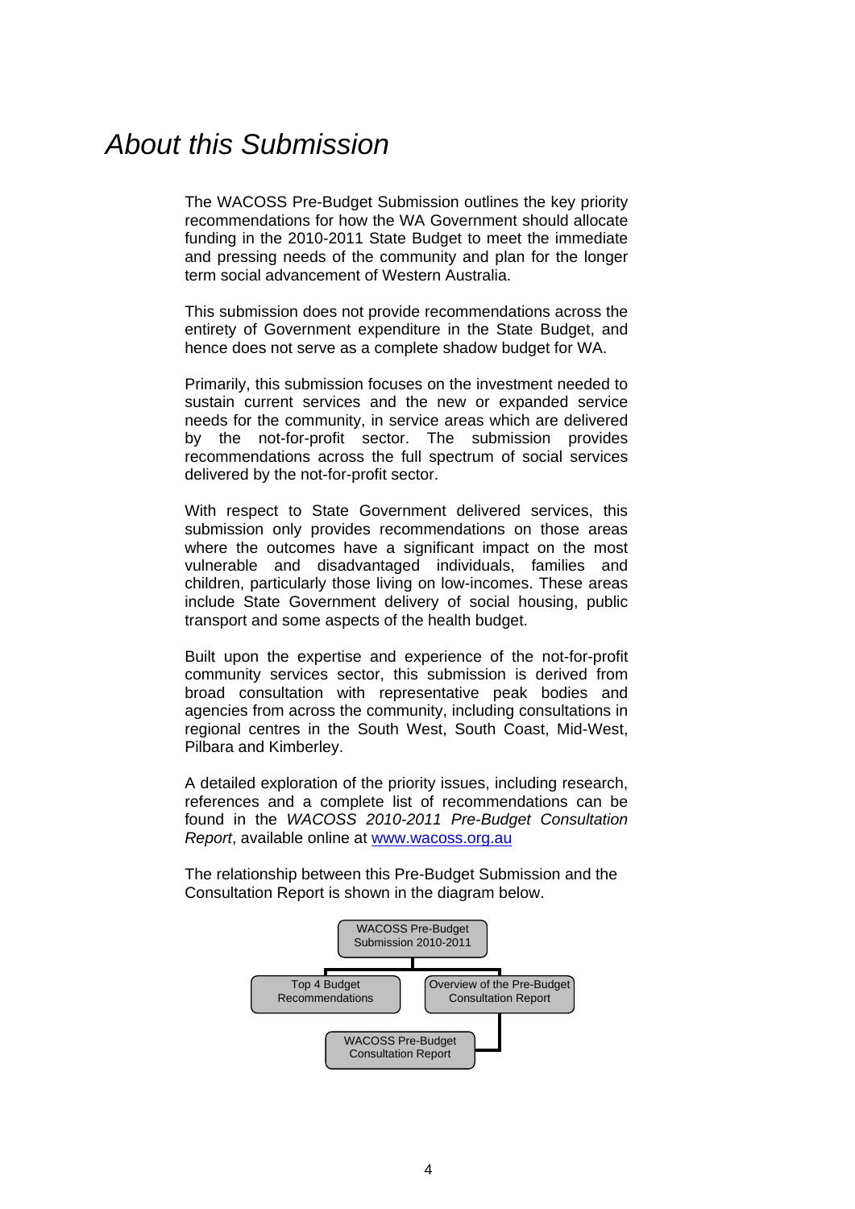# *About this Submission*

The WACOSS Pre-Budget Submission outlines the key priority recommendations for how the WA Government should allocate funding in the 2010-2011 State Budget to meet the immediate and pressing needs of the community and plan for the longer term social advancement of Western Australia.

This submission does not provide recommendations across the entirety of Government expenditure in the State Budget, and hence does not serve as a complete shadow budget for WA.

Primarily, this submission focuses on the investment needed to sustain current services and the new or expanded service needs for the community, in service areas which are delivered by the not-for-profit sector. The submission provides recommendations across the full spectrum of social services delivered by the not-for-profit sector.

With respect to State Government delivered services, this submission only provides recommendations on those areas where the outcomes have a significant impact on the most vulnerable and disadvantaged individuals, families and children, particularly those living on low-incomes. These areas include State Government delivery of social housing, public transport and some aspects of the health budget.

Built upon the expertise and experience of the not-for-profit community services sector, this submission is derived from broad consultation with representative peak bodies and agencies from across the community, including consultations in regional centres in the South West, South Coast, Mid-West, Pilbara and Kimberley.

A detailed exploration of the priority issues, including research, references and a complete list of recommendations can be found in the *WACOSS 2010-2011 Pre-Budget Consultation Report*, available online at www.wacoss.org.au

The relationship between this Pre-Budget Submission and the Consultation Report is shown in the diagram below.

- WACOSS Pre-Budget Submission 2010-2011
  - Top 4 Budget Recommendations
  - Overview of the Pre-Budget Consultation Report
    - WACOSS Pre-Budget Consultation Report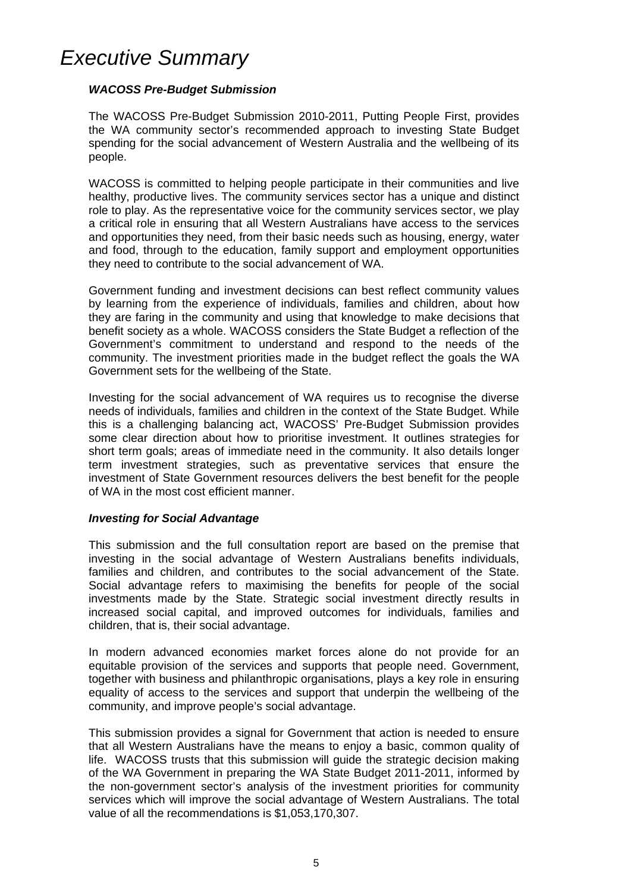# *Executive Summary*

***WACOSS Pre-Budget Submission***

The WACOSS Pre-Budget Submission 2010-2011, Putting People First, provides the WA community sector's recommended approach to investing State Budget spending for the social advancement of Western Australia and the wellbeing of its people.

WACOSS is committed to helping people participate in their communities and live healthy, productive lives. The community services sector has a unique and distinct role to play. As the representative voice for the community services sector, we play a critical role in ensuring that all Western Australians have access to the services and opportunities they need, from their basic needs such as housing, energy, water and food, through to the education, family support and employment opportunities they need to contribute to the social advancement of WA.

Government funding and investment decisions can best reflect community values by learning from the experience of individuals, families and children, about how they are faring in the community and using that knowledge to make decisions that benefit society as a whole. WACOSS considers the State Budget a reflection of the Government's commitment to understand and respond to the needs of the community. The investment priorities made in the budget reflect the goals the WA Government sets for the wellbeing of the State.

Investing for the social advancement of WA requires us to recognise the diverse needs of individuals, families and children in the context of the State Budget. While this is a challenging balancing act, WACOSS' Pre-Budget Submission provides some clear direction about how to prioritise investment. It outlines strategies for short term goals; areas of immediate need in the community. It also details longer term investment strategies, such as preventative services that ensure the investment of State Government resources delivers the best benefit for the people of WA in the most cost efficient manner.

***Investing for Social Advantage***

This submission and the full consultation report are based on the premise that investing in the social advantage of Western Australians benefits individuals, families and children, and contributes to the social advancement of the State. Social advantage refers to maximising the benefits for people of the social investments made by the State. Strategic social investment directly results in increased social capital, and improved outcomes for individuals, families and children, that is, their social advantage.

In modern advanced economies market forces alone do not provide for an equitable provision of the services and supports that people need. Government, together with business and philanthropic organisations, plays a key role in ensuring equality of access to the services and support that underpin the wellbeing of the community, and improve people's social advantage.

This submission provides a signal for Government that action is needed to ensure that all Western Australians have the means to enjoy a basic, common quality of life. WACOSS trusts that this submission will guide the strategic decision making of the WA Government in preparing the WA State Budget 2011-2011, informed by the non-government sector's analysis of the investment priorities for community services which will improve the social advantage of Western Australians. The total value of all the recommendations is $1,053,170,307.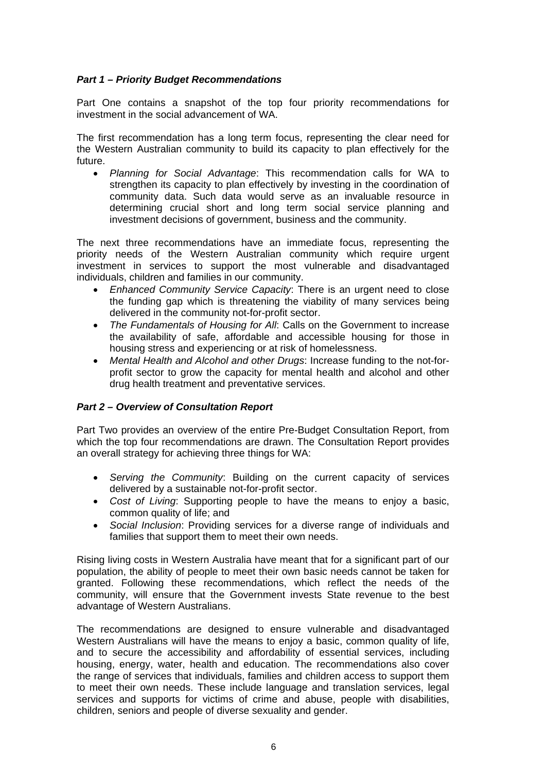### *Part 1 – Priority Budget Recommendations*

Part One contains a snapshot of the top four priority recommendations for investment in the social advancement of WA.

The first recommendation has a long term focus, representing the clear need for the Western Australian community to build its capacity to plan effectively for the future.

- *Planning for Social Advantage*: This recommendation calls for WA to strengthen its capacity to plan effectively by investing in the coordination of community data. Such data would serve as an invaluable resource in determining crucial short and long term social service planning and investment decisions of government, business and the community.

The next three recommendations have an immediate focus, representing the priority needs of the Western Australian community which require urgent investment in services to support the most vulnerable and disadvantaged individuals, children and families in our community.

- *Enhanced Community Service Capacity*: There is an urgent need to close the funding gap which is threatening the viability of many services being delivered in the community not-for-profit sector.
- *The Fundamentals of Housing for All*: Calls on the Government to increase the availability of safe, affordable and accessible housing for those in housing stress and experiencing or at risk of homelessness.
- *Mental Health and Alcohol and other Drugs*: Increase funding to the not-for-profit sector to grow the capacity for mental health and alcohol and other drug health treatment and preventative services.

### *Part 2 – Overview of Consultation Report*

Part Two provides an overview of the entire Pre-Budget Consultation Report, from which the top four recommendations are drawn. The Consultation Report provides an overall strategy for achieving three things for WA:

- *Serving the Community*: Building on the current capacity of services delivered by a sustainable not-for-profit sector.
- *Cost of Living*: Supporting people to have the means to enjoy a basic, common quality of life; and
- *Social Inclusion*: Providing services for a diverse range of individuals and families that support them to meet their own needs.

Rising living costs in Western Australia have meant that for a significant part of our population, the ability of people to meet their own basic needs cannot be taken for granted. Following these recommendations, which reflect the needs of the community, will ensure that the Government invests State revenue to the best advantage of Western Australians.

The recommendations are designed to ensure vulnerable and disadvantaged Western Australians will have the means to enjoy a basic, common quality of life, and to secure the accessibility and affordability of essential services, including housing, energy, water, health and education. The recommendations also cover the range of services that individuals, families and children access to support them to meet their own needs. These include language and translation services, legal services and supports for victims of crime and abuse, people with disabilities, children, seniors and people of diverse sexuality and gender.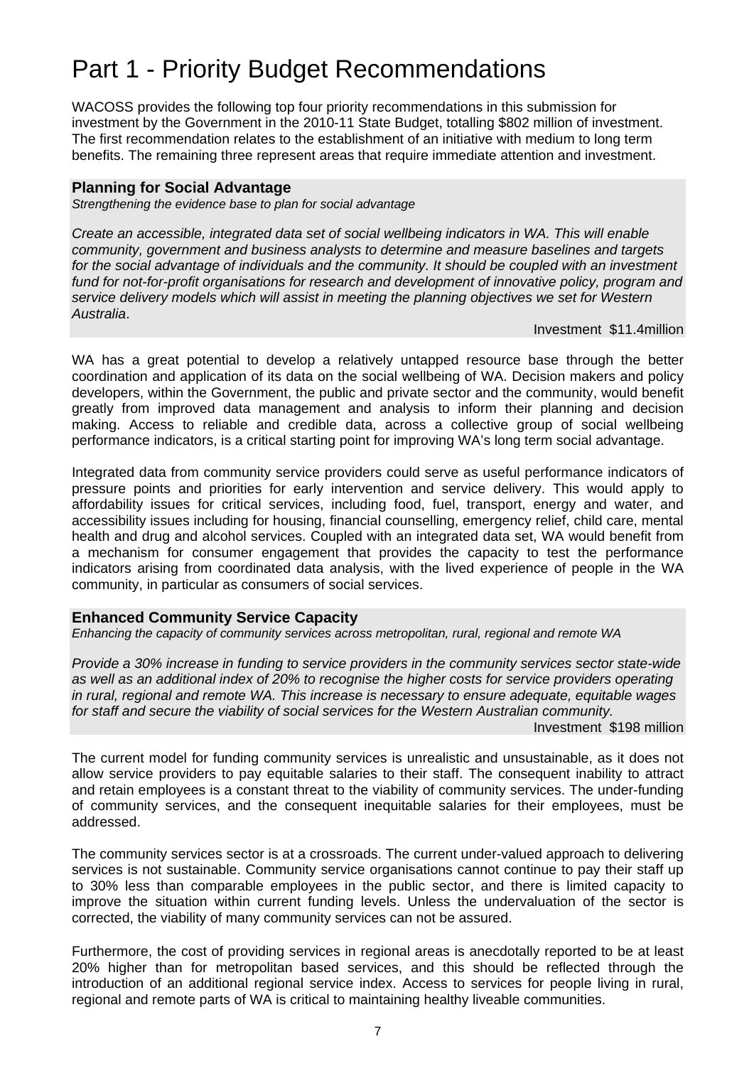# Part 1 - Priority Budget Recommendations

WACOSS provides the following top four priority recommendations in this submission for investment by the Government in the 2010-11 State Budget, totalling $802 million of investment. The first recommendation relates to the establishment of an initiative with medium to long term benefits. The remaining three represent areas that require immediate attention and investment.

### Planning for Social Advantage

*Strengthening the evidence base to plan for social advantage*

*Create an accessible, integrated data set of social wellbeing indicators in WA. This will enable community, government and business analysts to determine and measure baselines and targets for the social advantage of individuals and the community. It should be coupled with an investment fund for not-for-profit organisations for research and development of innovative policy, program and service delivery models which will assist in meeting the planning objectives we set for Western Australia*.

Investment $11.4million

WA has a great potential to develop a relatively untapped resource base through the better coordination and application of its data on the social wellbeing of WA. Decision makers and policy developers, within the Government, the public and private sector and the community, would benefit greatly from improved data management and analysis to inform their planning and decision making. Access to reliable and credible data, across a collective group of social wellbeing performance indicators, is a critical starting point for improving WA's long term social advantage.

Integrated data from community service providers could serve as useful performance indicators of pressure points and priorities for early intervention and service delivery. This would apply to affordability issues for critical services, including food, fuel, transport, energy and water, and accessibility issues including for housing, financial counselling, emergency relief, child care, mental health and drug and alcohol services. Coupled with an integrated data set, WA would benefit from a mechanism for consumer engagement that provides the capacity to test the performance indicators arising from coordinated data analysis, with the lived experience of people in the WA community, in particular as consumers of social services.

### Enhanced Community Service Capacity

*Enhancing the capacity of community services across metropolitan, rural, regional and remote WA*

*Provide a 30% increase in funding to service providers in the community services sector state-wide as well as an additional index of 20% to recognise the higher costs for service providers operating in rural, regional and remote WA. This increase is necessary to ensure adequate, equitable wages for staff and secure the viability of social services for the Western Australian community.*

Investment $198 million

The current model for funding community services is unrealistic and unsustainable, as it does not allow service providers to pay equitable salaries to their staff. The consequent inability to attract and retain employees is a constant threat to the viability of community services. The under-funding of community services, and the consequent inequitable salaries for their employees, must be addressed.

The community services sector is at a crossroads. The current under-valued approach to delivering services is not sustainable. Community service organisations cannot continue to pay their staff up to 30% less than comparable employees in the public sector, and there is limited capacity to improve the situation within current funding levels. Unless the undervaluation of the sector is corrected, the viability of many community services can not be assured.

Furthermore, the cost of providing services in regional areas is anecdotally reported to be at least 20% higher than for metropolitan based services, and this should be reflected through the introduction of an additional regional service index. Access to services for people living in rural, regional and remote parts of WA is critical to maintaining healthy liveable communities.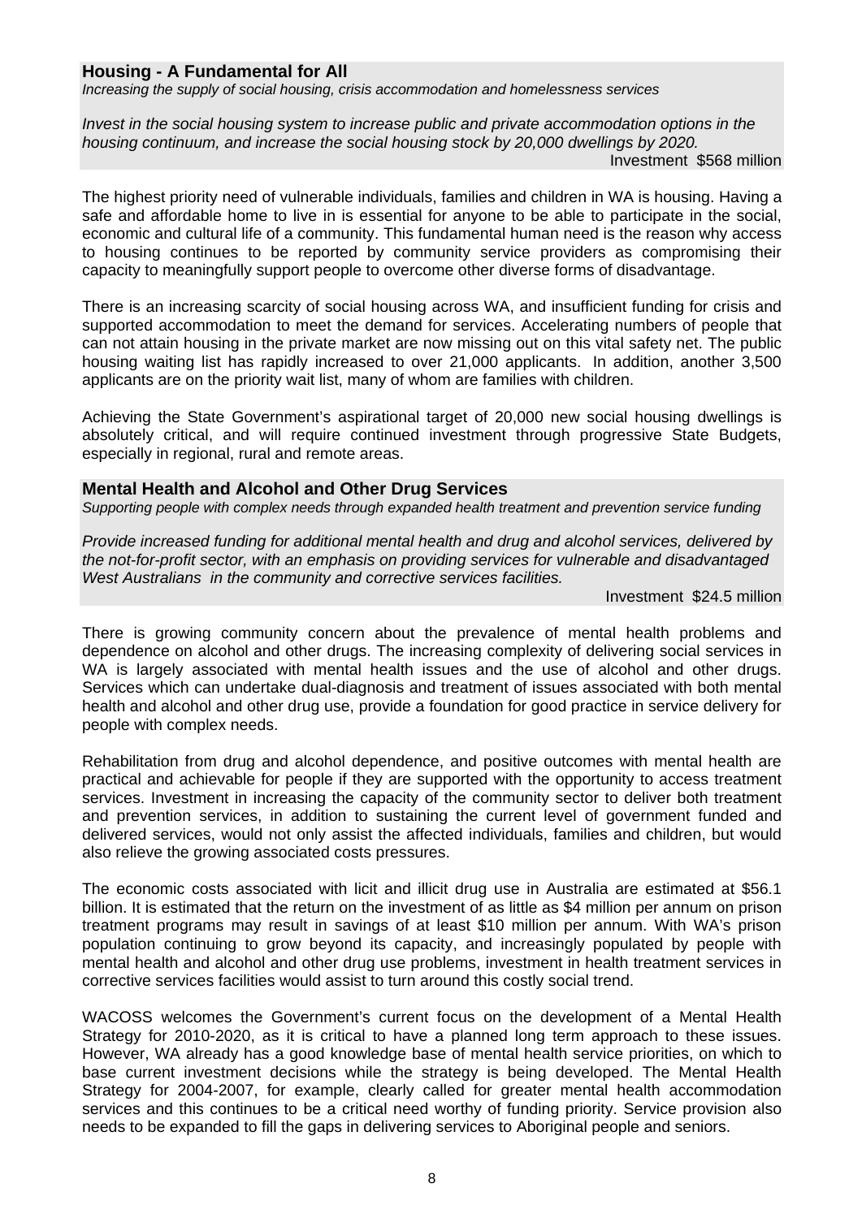## Housing - A Fundamental for All

*Increasing the supply of social housing, crisis accommodation and homelessness services*

*Invest in the social housing system to increase public and private accommodation options in the housing continuum, and increase the social housing stock by 20,000 dwellings by 2020.*

Investment $568 million

The highest priority need of vulnerable individuals, families and children in WA is housing. Having a safe and affordable home to live in is essential for anyone to be able to participate in the social, economic and cultural life of a community. This fundamental human need is the reason why access to housing continues to be reported by community service providers as compromising their capacity to meaningfully support people to overcome other diverse forms of disadvantage.

There is an increasing scarcity of social housing across WA, and insufficient funding for crisis and supported accommodation to meet the demand for services. Accelerating numbers of people that can not attain housing in the private market are now missing out on this vital safety net. The public housing waiting list has rapidly increased to over 21,000 applicants. In addition, another 3,500 applicants are on the priority wait list, many of whom are families with children.

Achieving the State Government's aspirational target of 20,000 new social housing dwellings is absolutely critical, and will require continued investment through progressive State Budgets, especially in regional, rural and remote areas.

## Mental Health and Alcohol and Other Drug Services

*Supporting people with complex needs through expanded health treatment and prevention service funding*

*Provide increased funding for additional mental health and drug and alcohol services, delivered by the not-for-profit sector, with an emphasis on providing services for vulnerable and disadvantaged West Australians in the community and corrective services facilities.*

Investment $24.5 million

There is growing community concern about the prevalence of mental health problems and dependence on alcohol and other drugs. The increasing complexity of delivering social services in WA is largely associated with mental health issues and the use of alcohol and other drugs. Services which can undertake dual-diagnosis and treatment of issues associated with both mental health and alcohol and other drug use, provide a foundation for good practice in service delivery for people with complex needs.

Rehabilitation from drug and alcohol dependence, and positive outcomes with mental health are practical and achievable for people if they are supported with the opportunity to access treatment services. Investment in increasing the capacity of the community sector to deliver both treatment and prevention services, in addition to sustaining the current level of government funded and delivered services, would not only assist the affected individuals, families and children, but would also relieve the growing associated costs pressures.

The economic costs associated with licit and illicit drug use in Australia are estimated at $56.1 billion. It is estimated that the return on the investment of as little as $4 million per annum on prison treatment programs may result in savings of at least $10 million per annum. With WA's prison population continuing to grow beyond its capacity, and increasingly populated by people with mental health and alcohol and other drug use problems, investment in health treatment services in corrective services facilities would assist to turn around this costly social trend.

WACOSS welcomes the Government's current focus on the development of a Mental Health Strategy for 2010-2020, as it is critical to have a planned long term approach to these issues. However, WA already has a good knowledge base of mental health service priorities, on which to base current investment decisions while the strategy is being developed. The Mental Health Strategy for 2004-2007, for example, clearly called for greater mental health accommodation services and this continues to be a critical need worthy of funding priority. Service provision also needs to be expanded to fill the gaps in delivering services to Aboriginal people and seniors.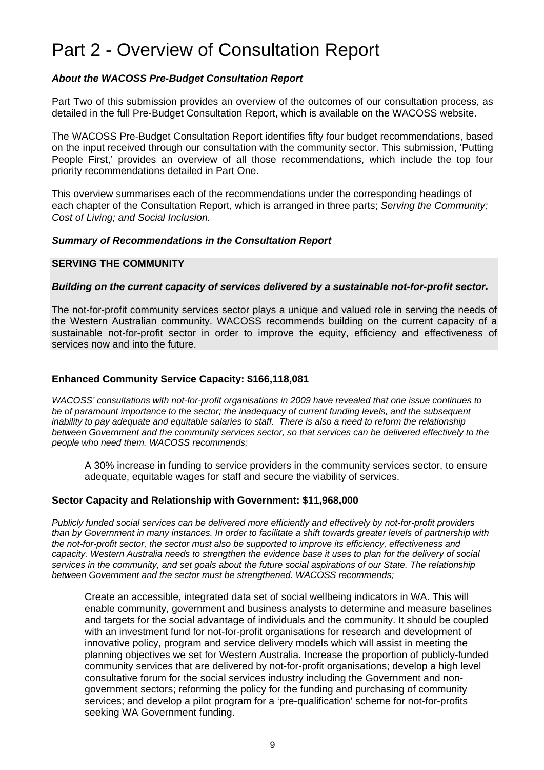# Part 2 - Overview of Consultation Report

***About the WACOSS Pre-Budget Consultation Report***

Part Two of this submission provides an overview of the outcomes of our consultation process, as detailed in the full Pre-Budget Consultation Report, which is available on the WACOSS website.

The WACOSS Pre-Budget Consultation Report identifies fifty four budget recommendations, based on the input received through our consultation with the community sector. This submission, 'Putting People First,' provides an overview of all those recommendations, which include the top four priority recommendations detailed in Part One.

This overview summarises each of the recommendations under the corresponding headings of each chapter of the Consultation Report, which is arranged in three parts; *Serving the Community; Cost of Living; and Social Inclusion.*

***Summary of Recommendations in the Consultation Report***

**SERVING THE COMMUNITY**

***Building on the current capacity of services delivered by a sustainable not-for-profit sector.***

The not-for-profit community services sector plays a unique and valued role in serving the needs of the Western Australian community. WACOSS recommends building on the current capacity of a sustainable not-for-profit sector in order to improve the equity, efficiency and effectiveness of services now and into the future.

**Enhanced Community Service Capacity: $166,118,081**

*WACOSS' consultations with not-for-profit organisations in 2009 have revealed that one issue continues to be of paramount importance to the sector; the inadequacy of current funding levels, and the subsequent inability to pay adequate and equitable salaries to staff. There is also a need to reform the relationship between Government and the community services sector, so that services can be delivered effectively to the people who need them. WACOSS recommends;*

> A 30% increase in funding to service providers in the community services sector, to ensure adequate, equitable wages for staff and secure the viability of services.

**Sector Capacity and Relationship with Government: $11,968,000**

*Publicly funded social services can be delivered more efficiently and effectively by not-for-profit providers than by Government in many instances. In order to facilitate a shift towards greater levels of partnership with the not-for-profit sector, the sector must also be supported to improve its efficiency, effectiveness and capacity. Western Australia needs to strengthen the evidence base it uses to plan for the delivery of social services in the community, and set goals about the future social aspirations of our State. The relationship between Government and the sector must be strengthened. WACOSS recommends;*

> Create an accessible, integrated data set of social wellbeing indicators in WA. This will enable community, government and business analysts to determine and measure baselines and targets for the social advantage of individuals and the community. It should be coupled with an investment fund for not-for-profit organisations for research and development of innovative policy, program and service delivery models which will assist in meeting the planning objectives we set for Western Australia. Increase the proportion of publicly-funded community services that are delivered by not-for-profit organisations; develop a high level consultative forum for the social services industry including the Government and non-government sectors; reforming the policy for the funding and purchasing of community services; and develop a pilot program for a 'pre-qualification' scheme for not-for-profits seeking WA Government funding.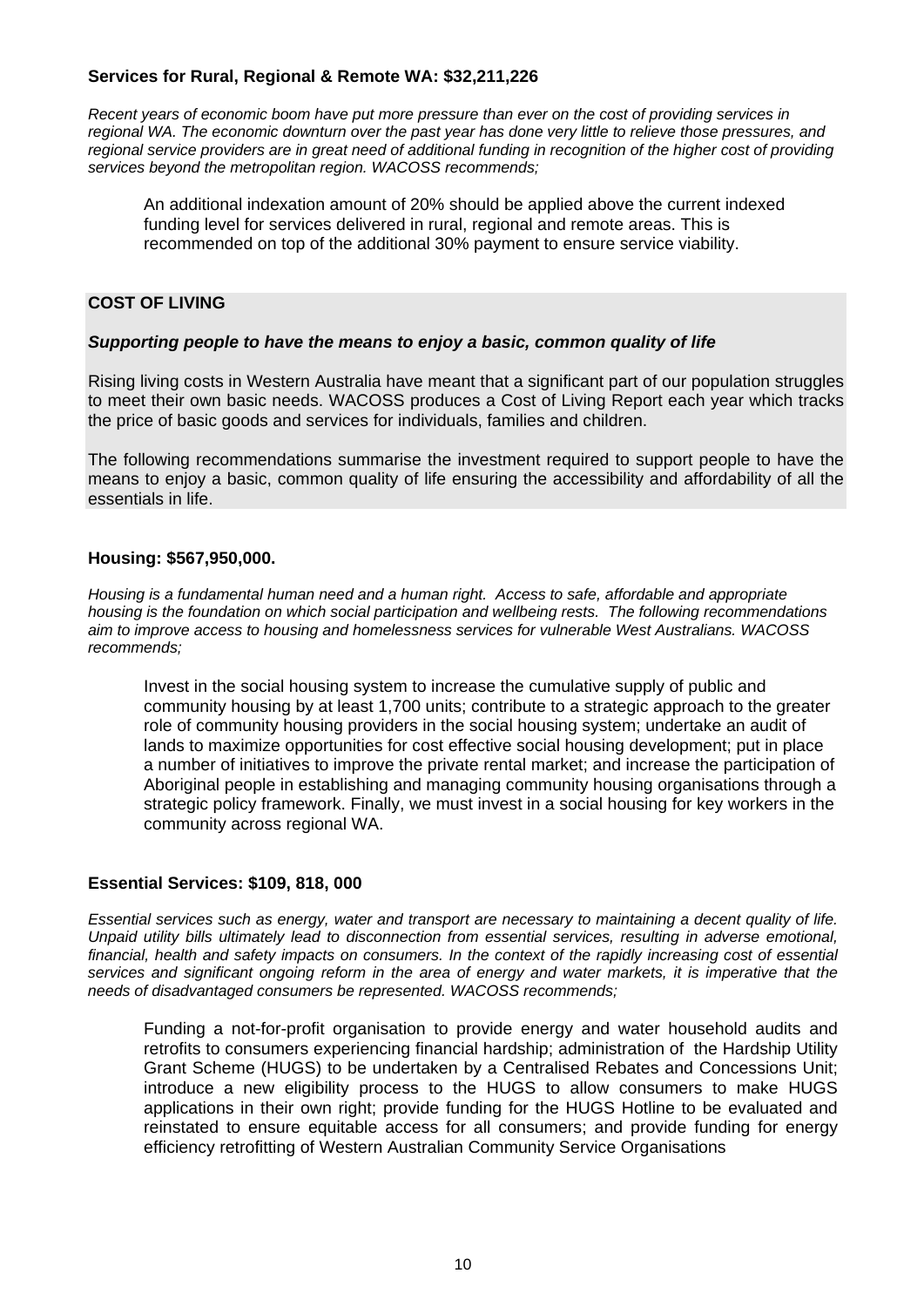**Services for Rural, Regional & Remote WA: $32,211,226**

*Recent years of economic boom have put more pressure than ever on the cost of providing services in regional WA. The economic downturn over the past year has done very little to relieve those pressures, and regional service providers are in great need of additional funding in recognition of the higher cost of providing services beyond the metropolitan region. WACOSS recommends;*

> An additional indexation amount of 20% should be applied above the current indexed funding level for services delivered in rural, regional and remote areas. This is recommended on top of the additional 30% payment to ensure service viability.

## COST OF LIVING

***Supporting people to have the means to enjoy a basic, common quality of life***

Rising living costs in Western Australia have meant that a significant part of our population struggles to meet their own basic needs. WACOSS produces a Cost of Living Report each year which tracks the price of basic goods and services for individuals, families and children.

The following recommendations summarise the investment required to support people to have the means to enjoy a basic, common quality of life ensuring the accessibility and affordability of all the essentials in life.

**Housing: $567,950,000.**

*Housing is a fundamental human need and a human right. Access to safe, affordable and appropriate housing is the foundation on which social participation and wellbeing rests. The following recommendations aim to improve access to housing and homelessness services for vulnerable West Australians. WACOSS recommends;*

> Invest in the social housing system to increase the cumulative supply of public and community housing by at least 1,700 units; contribute to a strategic approach to the greater role of community housing providers in the social housing system; undertake an audit of lands to maximize opportunities for cost effective social housing development; put in place a number of initiatives to improve the private rental market; and increase the participation of Aboriginal people in establishing and managing community housing organisations through a strategic policy framework. Finally, we must invest in a social housing for key workers in the community across regional WA.

**Essential Services: $109, 818, 000**

*Essential services such as energy, water and transport are necessary to maintaining a decent quality of life. Unpaid utility bills ultimately lead to disconnection from essential services, resulting in adverse emotional, financial, health and safety impacts on consumers. In the context of the rapidly increasing cost of essential services and significant ongoing reform in the area of energy and water markets, it is imperative that the needs of disadvantaged consumers be represented. WACOSS recommends;*

> Funding a not-for-profit organisation to provide energy and water household audits and retrofits to consumers experiencing financial hardship; administration of the Hardship Utility Grant Scheme (HUGS) to be undertaken by a Centralised Rebates and Concessions Unit; introduce a new eligibility process to the HUGS to allow consumers to make HUGS applications in their own right; provide funding for the HUGS Hotline to be evaluated and reinstated to ensure equitable access for all consumers; and provide funding for energy efficiency retrofitting of Western Australian Community Service Organisations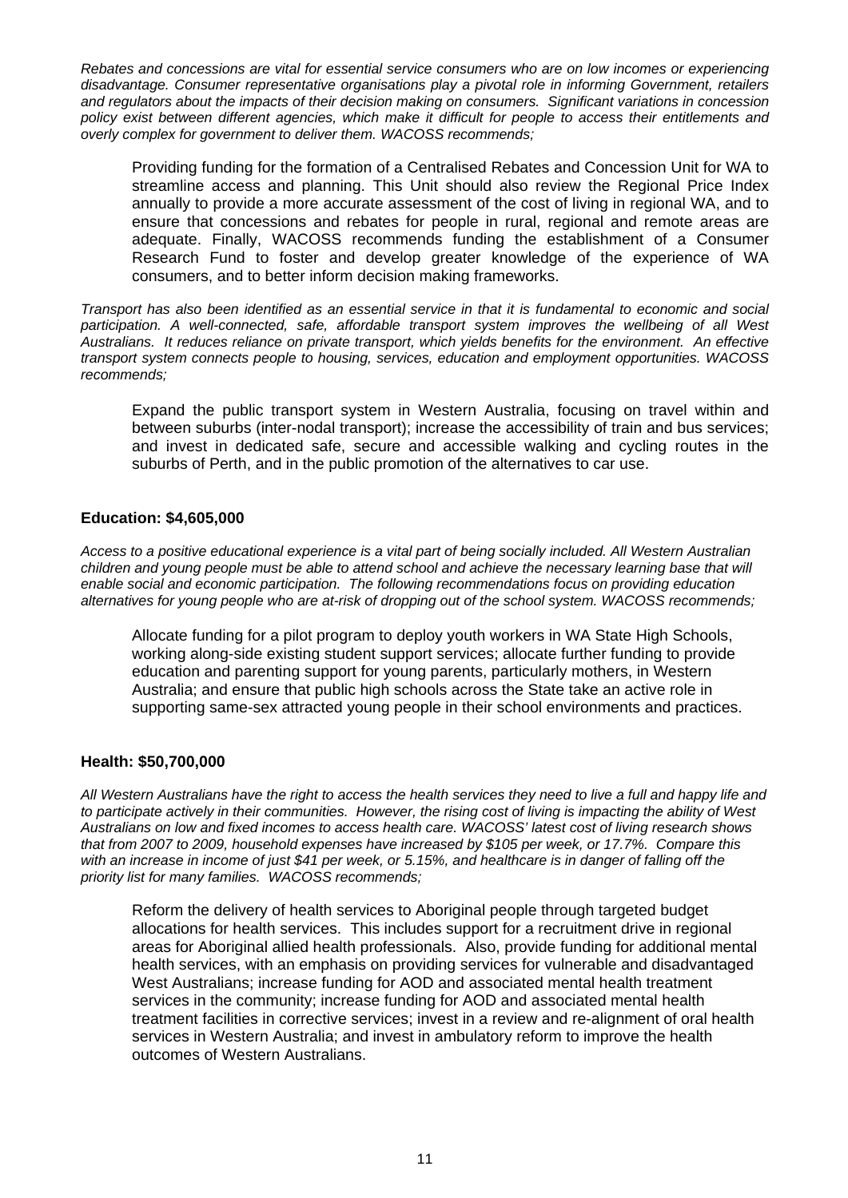*Rebates and concessions are vital for essential service consumers who are on low incomes or experiencing disadvantage. Consumer representative organisations play a pivotal role in informing Government, retailers and regulators about the impacts of their decision making on consumers. Significant variations in concession policy exist between different agencies, which make it difficult for people to access their entitlements and overly complex for government to deliver them. WACOSS recommends;*

> Providing funding for the formation of a Centralised Rebates and Concession Unit for WA to streamline access and planning. This Unit should also review the Regional Price Index annually to provide a more accurate assessment of the cost of living in regional WA, and to ensure that concessions and rebates for people in rural, regional and remote areas are adequate. Finally, WACOSS recommends funding the establishment of a Consumer Research Fund to foster and develop greater knowledge of the experience of WA consumers, and to better inform decision making frameworks.

*Transport has also been identified as an essential service in that it is fundamental to economic and social participation. A well-connected, safe, affordable transport system improves the wellbeing of all West Australians. It reduces reliance on private transport, which yields benefits for the environment. An effective transport system connects people to housing, services, education and employment opportunities. WACOSS recommends;*

> Expand the public transport system in Western Australia, focusing on travel within and between suburbs (inter-nodal transport); increase the accessibility of train and bus services; and invest in dedicated safe, secure and accessible walking and cycling routes in the suburbs of Perth, and in the public promotion of the alternatives to car use.

**Education: $4,605,000**

*Access to a positive educational experience is a vital part of being socially included. All Western Australian children and young people must be able to attend school and achieve the necessary learning base that will enable social and economic participation. The following recommendations focus on providing education alternatives for young people who are at-risk of dropping out of the school system. WACOSS recommends;*

> Allocate funding for a pilot program to deploy youth workers in WA State High Schools, working along-side existing student support services; allocate further funding to provide education and parenting support for young parents, particularly mothers, in Western Australia; and ensure that public high schools across the State take an active role in supporting same-sex attracted young people in their school environments and practices.

**Health: $50,700,000**

*All Western Australians have the right to access the health services they need to live a full and happy life and to participate actively in their communities. However, the rising cost of living is impacting the ability of West Australians on low and fixed incomes to access health care. WACOSS' latest cost of living research shows that from 2007 to 2009, household expenses have increased by $105 per week, or 17.7%. Compare this with an increase in income of just $41 per week, or 5.15%, and healthcare is in danger of falling off the priority list for many families. WACOSS recommends;*

> Reform the delivery of health services to Aboriginal people through targeted budget allocations for health services. This includes support for a recruitment drive in regional areas for Aboriginal allied health professionals. Also, provide funding for additional mental health services, with an emphasis on providing services for vulnerable and disadvantaged West Australians; increase funding for AOD and associated mental health treatment services in the community; increase funding for AOD and associated mental health treatment facilities in corrective services; invest in a review and re-alignment of oral health services in Western Australia; and invest in ambulatory reform to improve the health outcomes of Western Australians.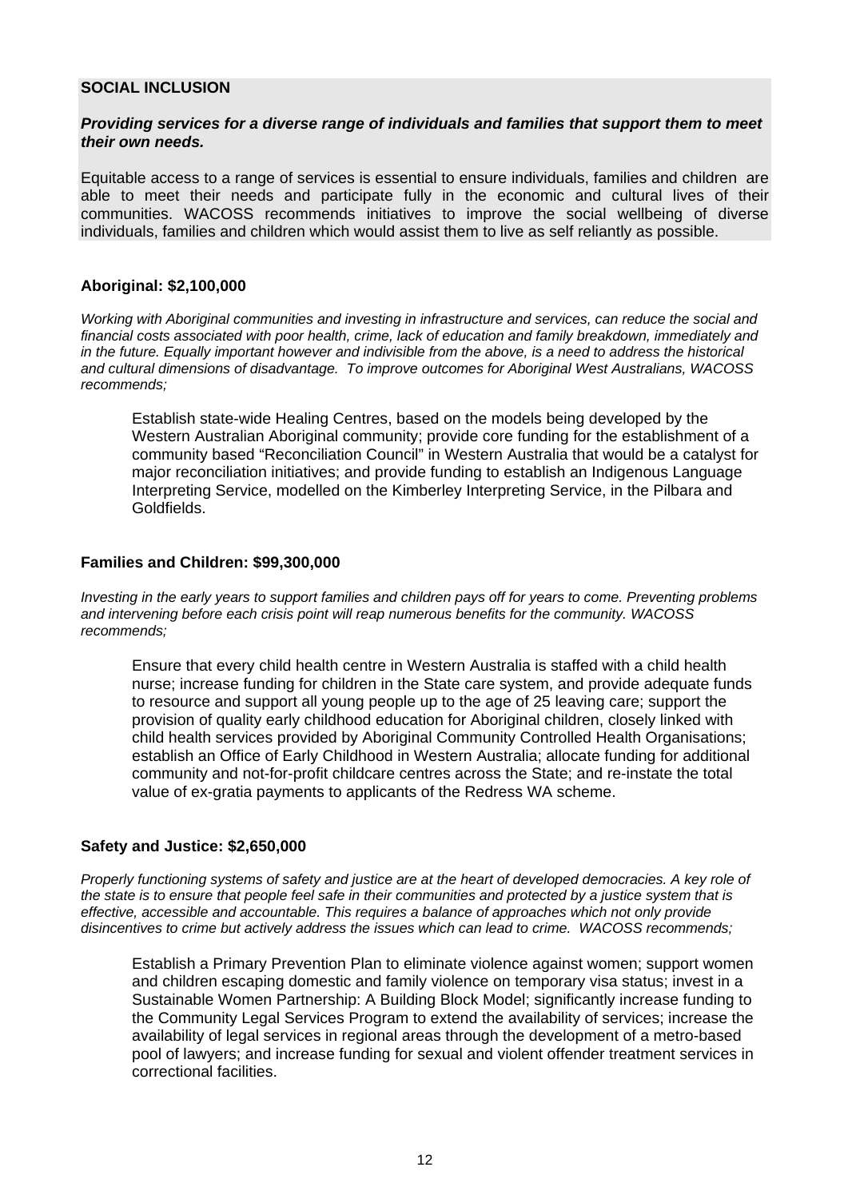## SOCIAL INCLUSION

***Providing services for a diverse range of individuals and families that support them to meet their own needs.***

Equitable access to a range of services is essential to ensure individuals, families and children are able to meet their needs and participate fully in the economic and cultural lives of their communities. WACOSS recommends initiatives to improve the social wellbeing of diverse individuals, families and children which would assist them to live as self reliantly as possible.

### Aboriginal: $2,100,000

*Working with Aboriginal communities and investing in infrastructure and services, can reduce the social and financial costs associated with poor health, crime, lack of education and family breakdown, immediately and in the future. Equally important however and indivisible from the above, is a need to address the historical and cultural dimensions of disadvantage. To improve outcomes for Aboriginal West Australians, WACOSS recommends;*

Establish state-wide Healing Centres, based on the models being developed by the Western Australian Aboriginal community; provide core funding for the establishment of a community based "Reconciliation Council" in Western Australia that would be a catalyst for major reconciliation initiatives; and provide funding to establish an Indigenous Language Interpreting Service, modelled on the Kimberley Interpreting Service, in the Pilbara and Goldfields.

### Families and Children: $99,300,000

*Investing in the early years to support families and children pays off for years to come. Preventing problems and intervening before each crisis point will reap numerous benefits for the community. WACOSS recommends;*

Ensure that every child health centre in Western Australia is staffed with a child health nurse; increase funding for children in the State care system, and provide adequate funds to resource and support all young people up to the age of 25 leaving care; support the provision of quality early childhood education for Aboriginal children, closely linked with child health services provided by Aboriginal Community Controlled Health Organisations; establish an Office of Early Childhood in Western Australia; allocate funding for additional community and not-for-profit childcare centres across the State; and re-instate the total value of ex-gratia payments to applicants of the Redress WA scheme.

### Safety and Justice: $2,650,000

*Properly functioning systems of safety and justice are at the heart of developed democracies. A key role of the state is to ensure that people feel safe in their communities and protected by a justice system that is effective, accessible and accountable. This requires a balance of approaches which not only provide disincentives to crime but actively address the issues which can lead to crime. WACOSS recommends;*

Establish a Primary Prevention Plan to eliminate violence against women; support women and children escaping domestic and family violence on temporary visa status; invest in a Sustainable Women Partnership: A Building Block Model; significantly increase funding to the Community Legal Services Program to extend the availability of services; increase the availability of legal services in regional areas through the development of a metro-based pool of lawyers; and increase funding for sexual and violent offender treatment services in correctional facilities.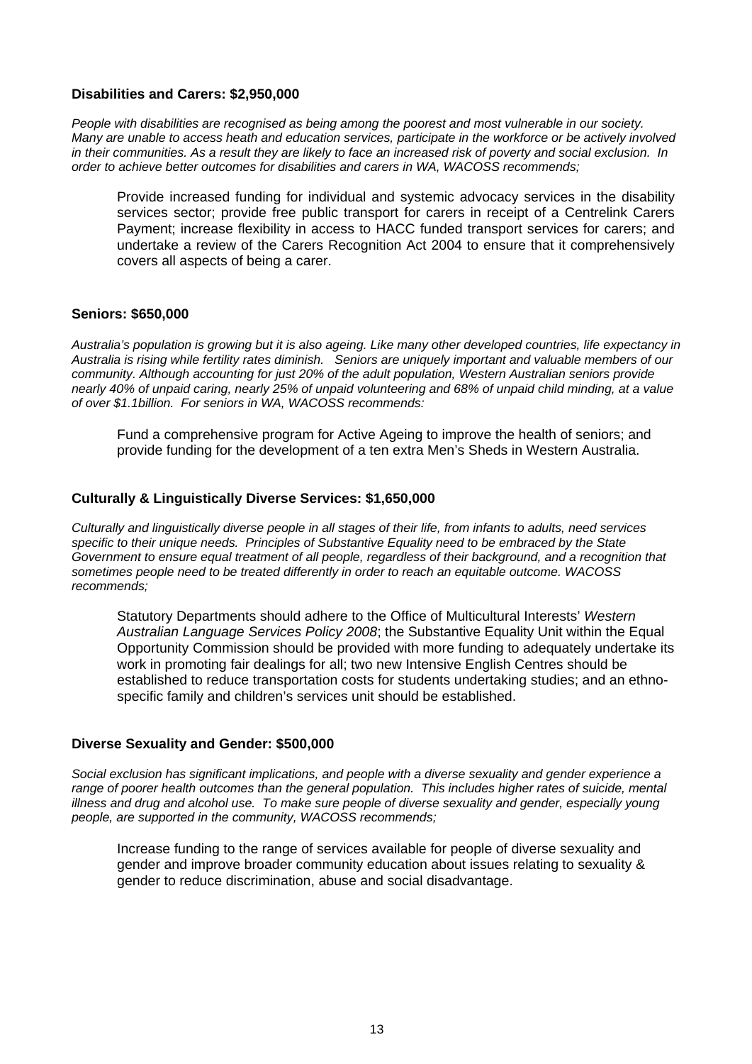**Disabilities and Carers: $2,950,000**

*People with disabilities are recognised as being among the poorest and most vulnerable in our society. Many are unable to access heath and education services, participate in the workforce or be actively involved in their communities. As a result they are likely to face an increased risk of poverty and social exclusion. In order to achieve better outcomes for disabilities and carers in WA, WACOSS recommends;*

> Provide increased funding for individual and systemic advocacy services in the disability services sector; provide free public transport for carers in receipt of a Centrelink Carers Payment; increase flexibility in access to HACC funded transport services for carers; and undertake a review of the Carers Recognition Act 2004 to ensure that it comprehensively covers all aspects of being a carer.

**Seniors: $650,000**

*Australia's population is growing but it is also ageing. Like many other developed countries, life expectancy in Australia is rising while fertility rates diminish. Seniors are uniquely important and valuable members of our community. Although accounting for just 20% of the adult population, Western Australian seniors provide nearly 40% of unpaid caring, nearly 25% of unpaid volunteering and 68% of unpaid child minding, at a value of over $1.1billion. For seniors in WA, WACOSS recommends:*

> Fund a comprehensive program for Active Ageing to improve the health of seniors; and provide funding for the development of a ten extra Men's Sheds in Western Australia.

**Culturally & Linguistically Diverse Services: $1,650,000**

*Culturally and linguistically diverse people in all stages of their life, from infants to adults, need services specific to their unique needs. Principles of Substantive Equality need to be embraced by the State Government to ensure equal treatment of all people, regardless of their background, and a recognition that sometimes people need to be treated differently in order to reach an equitable outcome. WACOSS recommends;*

> Statutory Departments should adhere to the Office of Multicultural Interests' *Western Australian Language Services Policy 2008*; the Substantive Equality Unit within the Equal Opportunity Commission should be provided with more funding to adequately undertake its work in promoting fair dealings for all; two new Intensive English Centres should be established to reduce transportation costs for students undertaking studies; and an ethno-specific family and children's services unit should be established.

**Diverse Sexuality and Gender: $500,000**

*Social exclusion has significant implications, and people with a diverse sexuality and gender experience a range of poorer health outcomes than the general population. This includes higher rates of suicide, mental illness and drug and alcohol use. To make sure people of diverse sexuality and gender, especially young people, are supported in the community, WACOSS recommends;*

> Increase funding to the range of services available for people of diverse sexuality and gender and improve broader community education about issues relating to sexuality & gender to reduce discrimination, abuse and social disadvantage.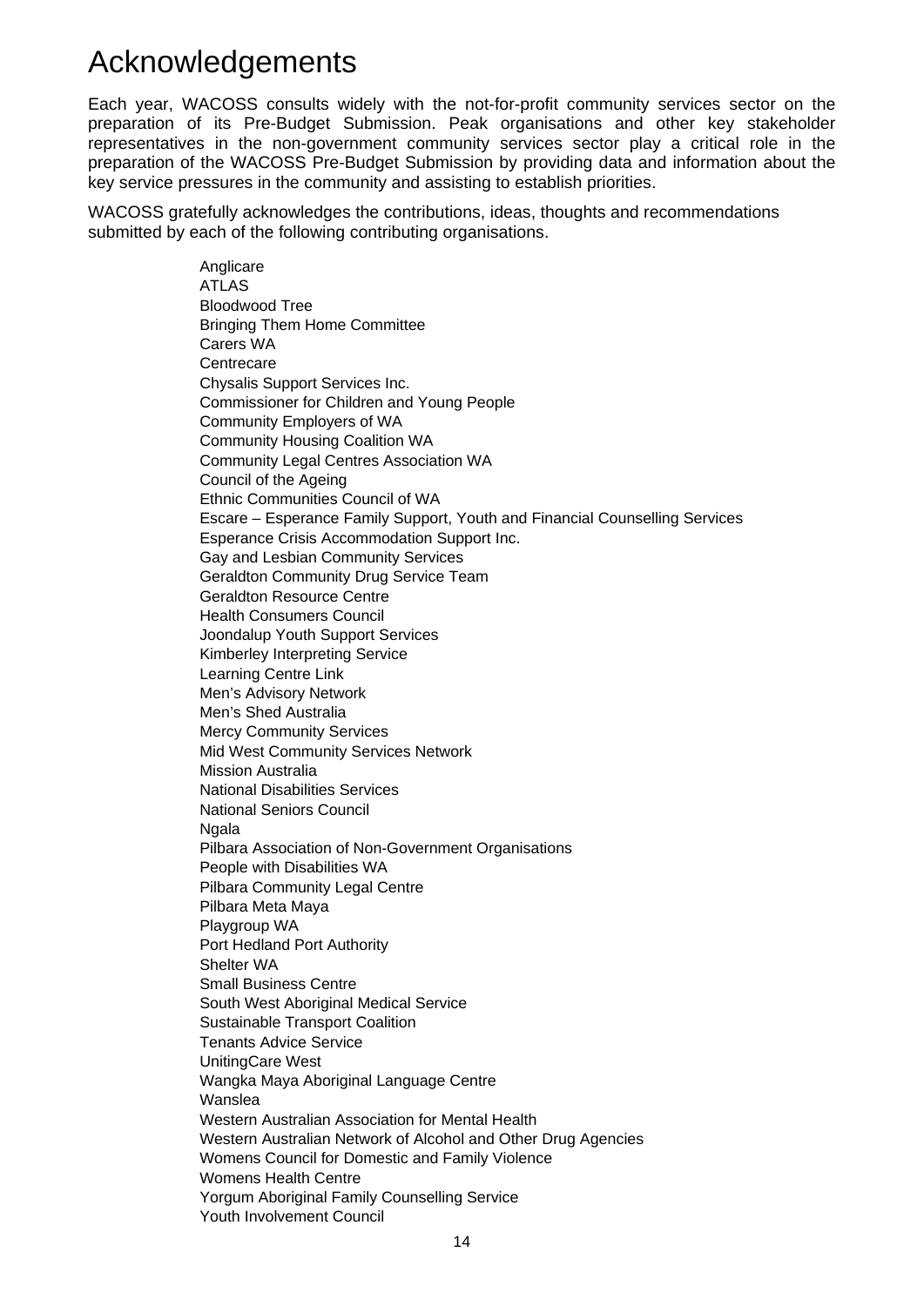# Acknowledgements

Each year, WACOSS consults widely with the not-for-profit community services sector on the preparation of its Pre-Budget Submission. Peak organisations and other key stakeholder representatives in the non-government community services sector play a critical role in the preparation of the WACOSS Pre-Budget Submission by providing data and information about the key service pressures in the community and assisting to establish priorities.

WACOSS gratefully acknowledges the contributions, ideas, thoughts and recommendations submitted by each of the following contributing organisations.

Anglicare
ATLAS
Bloodwood Tree
Bringing Them Home Committee
Carers WA
Centrecare
Chysalis Support Services Inc.
Commissioner for Children and Young People
Community Employers of WA
Community Housing Coalition WA
Community Legal Centres Association WA
Council of the Ageing
Ethnic Communities Council of WA
Escare – Esperance Family Support, Youth and Financial Counselling Services
Esperance Crisis Accommodation Support Inc.
Gay and Lesbian Community Services
Geraldton Community Drug Service Team
Geraldton Resource Centre
Health Consumers Council
Joondalup Youth Support Services
Kimberley Interpreting Service
Learning Centre Link
Men's Advisory Network
Men's Shed Australia
Mercy Community Services
Mid West Community Services Network
Mission Australia
National Disabilities Services
National Seniors Council
Ngala
Pilbara Association of Non-Government Organisations
People with Disabilities WA
Pilbara Community Legal Centre
Pilbara Meta Maya
Playgroup WA
Port Hedland Port Authority
Shelter WA
Small Business Centre
South West Aboriginal Medical Service
Sustainable Transport Coalition
Tenants Advice Service
UnitingCare West
Wangka Maya Aboriginal Language Centre
Wanslea
Western Australian Association for Mental Health
Western Australian Network of Alcohol and Other Drug Agencies
Womens Council for Domestic and Family Violence
Womens Health Centre
Yorgum Aboriginal Family Counselling Service
Youth Involvement Council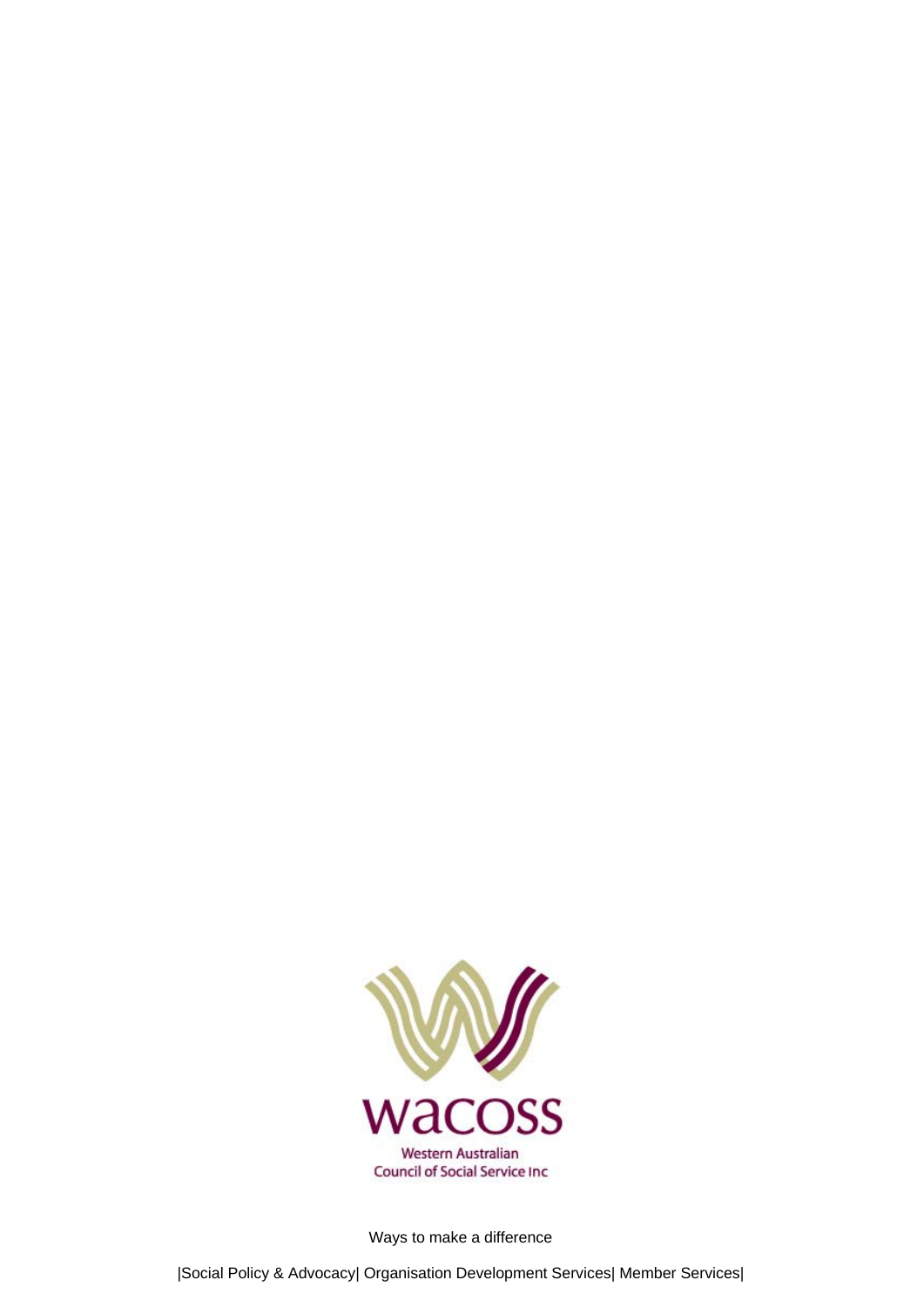wacoss

Western Australian
Council of Social Service Inc

Ways to make a difference

|Social Policy & Advocacy| Organisation Development Services| Member Services|